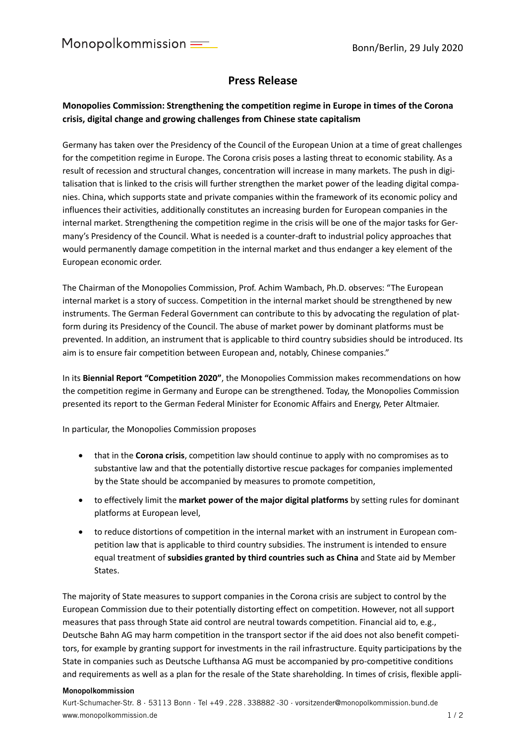Monopolkommission

Bonn/Berlin, 29 July 2020

# Press Release

**Monopolies Commission: Strengthening the competition regime in Europe in times of the Corona crisis, digital change and growing challenges from Chinese state capitalism**

Germany has taken over the Presidency of the Council of the European Union at a time of great challenges for the competition regime in Europe. The Corona crisis poses a lasting threat to economic stability. As a result of recession and structural changes, concentration will increase in many markets. The push in digitalisation that is linked to the crisis will further strengthen the market power of the leading digital companies. China, which supports state and private companies within the framework of its economic policy and influences their activities, additionally constitutes an increasing burden for European companies in the internal market. Strengthening the competition regime in the crisis will be one of the major tasks for Germany's Presidency of the Council. What is needed is a counter-draft to industrial policy approaches that would permanently damage competition in the internal market and thus endanger a key element of the European economic order.

The Chairman of the Monopolies Commission, Prof. Achim Wambach, Ph.D. observes: "The European internal market is a story of success. Competition in the internal market should be strengthened by new instruments. The German Federal Government can contribute to this by advocating the regulation of platform during its Presidency of the Council. The abuse of market power by dominant platforms must be prevented. In addition, an instrument that is applicable to third country subsidies should be introduced. Its aim is to ensure fair competition between European and, notably, Chinese companies."

In its **Biennial Report "Competition 2020"**, the Monopolies Commission makes recommendations on how the competition regime in Germany and Europe can be strengthened. Today, the Monopolies Commission presented its report to the German Federal Minister for Economic Affairs and Energy, Peter Altmaier.

In particular, the Monopolies Commission proposes

- that in the **Corona crisis**, competition law should continue to apply with no compromises as to substantive law and that the potentially distortive rescue packages for companies implemented by the State should be accompanied by measures to promote competition,
- to effectively limit the **market power of the major digital platforms** by setting rules for dominant platforms at European level,
- to reduce distortions of competition in the internal market with an instrument in European competition law that is applicable to third country subsidies. The instrument is intended to ensure equal treatment of **subsidies granted by third countries such as China** and State aid by Member States.

The majority of State measures to support companies in the Corona crisis are subject to control by the European Commission due to their potentially distorting effect on competition. However, not all support measures that pass through State aid control are neutral towards competition. Financial aid to, e.g., Deutsche Bahn AG may harm competition in the transport sector if the aid does not also benefit competitors, for example by granting support for investments in the rail infrastructure. Equity participations by the State in companies such as Deutsche Lufthansa AG must be accompanied by pro-competitive conditions and requirements as well as a plan for the resale of the State shareholding. In times of crisis, flexible appli-

**Monopolkommission**

Kurt-Schumacher-Str. 8 · 53113 Bonn · Tel +49 . 228 . 338882 -30 · vorsitzender@monopolkommission.bund.de
www.monopolkommission.de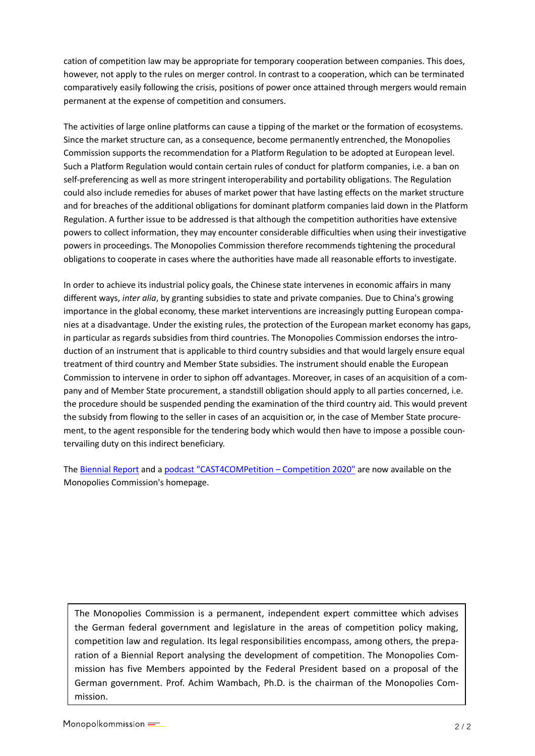cation of competition law may be appropriate for temporary cooperation between companies. This does, however, not apply to the rules on merger control. In contrast to a cooperation, which can be terminated comparatively easily following the crisis, positions of power once attained through mergers would remain permanent at the expense of competition and consumers.

The activities of large online platforms can cause a tipping of the market or the formation of ecosystems. Since the market structure can, as a consequence, become permanently entrenched, the Monopolies Commission supports the recommendation for a Platform Regulation to be adopted at European level. Such a Platform Regulation would contain certain rules of conduct for platform companies, i.e. a ban on self-preferencing as well as more stringent interoperability and portability obligations. The Regulation could also include remedies for abuses of market power that have lasting effects on the market structure and for breaches of the additional obligations for dominant platform companies laid down in the Platform Regulation. A further issue to be addressed is that although the competition authorities have extensive powers to collect information, they may encounter considerable difficulties when using their investigative powers in proceedings. The Monopolies Commission therefore recommends tightening the procedural obligations to cooperate in cases where the authorities have made all reasonable efforts to investigate.

In order to achieve its industrial policy goals, the Chinese state intervenes in economic affairs in many different ways, *inter alia*, by granting subsidies to state and private companies. Due to China's growing importance in the global economy, these market interventions are increasingly putting European companies at a disadvantage. Under the existing rules, the protection of the European market economy has gaps, in particular as regards subsidies from third countries. The Monopolies Commission endorses the introduction of an instrument that is applicable to third country subsidies and that would largely ensure equal treatment of third country and Member State subsidies. The instrument should enable the European Commission to intervene in order to siphon off advantages. Moreover, in cases of an acquisition of a company and of Member State procurement, a standstill obligation should apply to all parties concerned, i.e. the procedure should be suspended pending the examination of the third country aid. This would prevent the subsidy from flowing to the seller in cases of an acquisition or, in the case of Member State procurement, to the agent responsible for the tendering body which would then have to impose a possible countervailing duty on this indirect beneficiary.

The [Biennial Report] and a [podcast "CAST4COMPetition – Competition 2020"] are now available on the Monopolies Commission's homepage.

The Monopolies Commission is a permanent, independent expert committee which advises the German federal government and legislature in the areas of competition policy making, competition law and regulation. Its legal responsibilities encompass, among others, the preparation of a Biennial Report analysing the development of competition. The Monopolies Commission has five Members appointed by the Federal President based on a proposal of the German government. Prof. Achim Wambach, Ph.D. is the chairman of the Monopolies Commission.